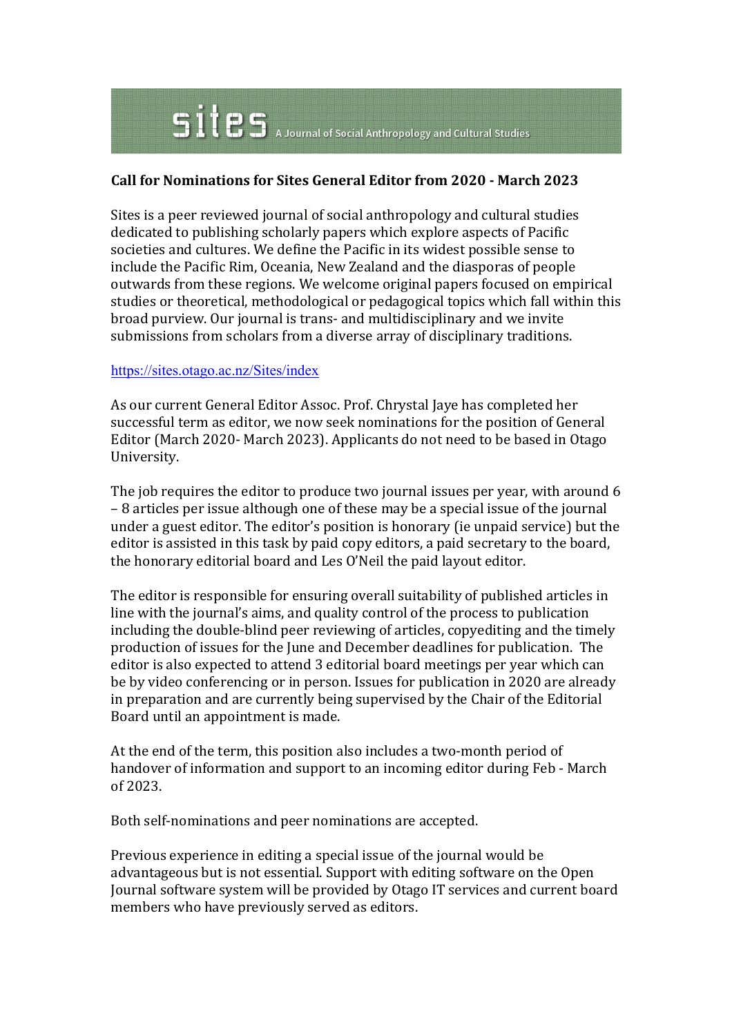sites A Journal of Social Anthropology and Cultural Studies

**Call for Nominations for Sites General Editor from 2020 - March 2023**

Sites is a peer reviewed journal of social anthropology and cultural studies dedicated to publishing scholarly papers which explore aspects of Pacific societies and cultures. We define the Pacific in its widest possible sense to include the Pacific Rim, Oceania, New Zealand and the diasporas of people outwards from these regions. We welcome original papers focused on empirical studies or theoretical, methodological or pedagogical topics which fall within this broad purview. Our journal is trans- and multidisciplinary and we invite submissions from scholars from a diverse array of disciplinary traditions.

https://sites.otago.ac.nz/Sites/index

As our current General Editor Assoc. Prof. Chrystal Jaye has completed her successful term as editor, we now seek nominations for the position of General Editor (March 2020- March 2023). Applicants do not need to be based in Otago University.

The job requires the editor to produce two journal issues per year, with around 6 – 8 articles per issue although one of these may be a special issue of the journal under a guest editor. The editor's position is honorary (ie unpaid service) but the editor is assisted in this task by paid copy editors, a paid secretary to the board, the honorary editorial board and Les O'Neil the paid layout editor.

The editor is responsible for ensuring overall suitability of published articles in line with the journal's aims, and quality control of the process to publication including the double-blind peer reviewing of articles, copyediting and the timely production of issues for the June and December deadlines for publication. The editor is also expected to attend 3 editorial board meetings per year which can be by video conferencing or in person. Issues for publication in 2020 are already in preparation and are currently being supervised by the Chair of the Editorial Board until an appointment is made.

At the end of the term, this position also includes a two-month period of handover of information and support to an incoming editor during Feb - March of 2023.

Both self-nominations and peer nominations are accepted.

Previous experience in editing a special issue of the journal would be advantageous but is not essential. Support with editing software on the Open Journal software system will be provided by Otago IT services and current board members who have previously served as editors.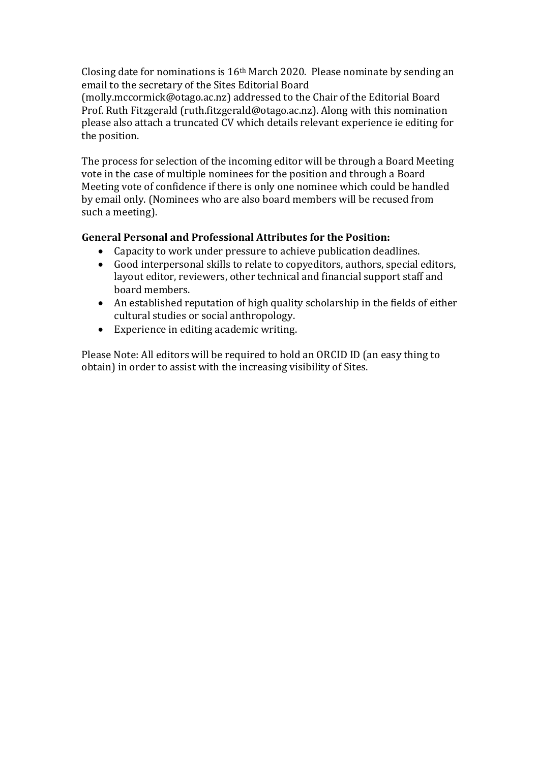Closing date for nominations is 16th March 2020. Please nominate by sending an email to the secretary of the Sites Editorial Board (molly.mccormick@otago.ac.nz) addressed to the Chair of the Editorial Board Prof. Ruth Fitzgerald (ruth.fitzgerald@otago.ac.nz). Along with this nomination please also attach a truncated CV which details relevant experience ie editing for the position.

The process for selection of the incoming editor will be through a Board Meeting vote in the case of multiple nominees for the position and through a Board Meeting vote of confidence if there is only one nominee which could be handled by email only. (Nominees who are also board members will be recused from such a meeting).

**General Personal and Professional Attributes for the Position:**

- Capacity to work under pressure to achieve publication deadlines.
- Good interpersonal skills to relate to copyeditors, authors, special editors, layout editor, reviewers, other technical and financial support staff and board members.
- An established reputation of high quality scholarship in the fields of either cultural studies or social anthropology.
- Experience in editing academic writing.

Please Note: All editors will be required to hold an ORCID ID (an easy thing to obtain) in order to assist with the increasing visibility of Sites.